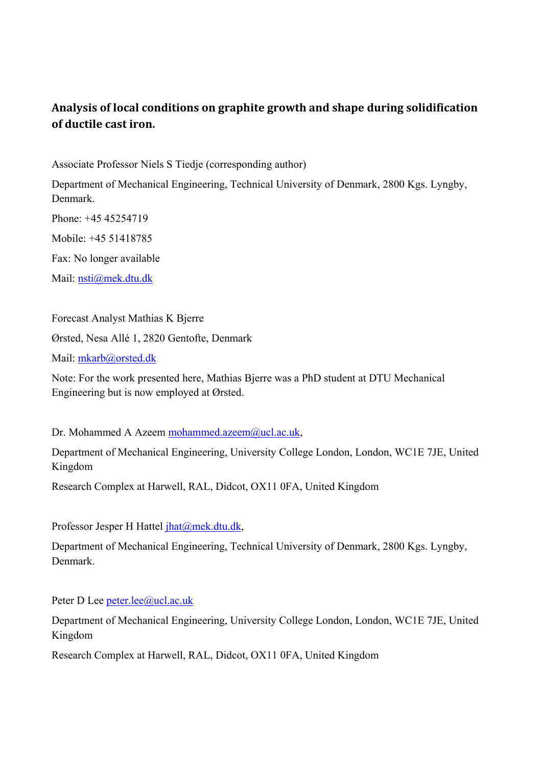# Analysis of local conditions on graphite growth and shape during solidification of ductile cast iron.

Associate Professor Niels S Tiedje (corresponding author)

Department of Mechanical Engineering, Technical University of Denmark, 2800 Kgs. Lyngby, Denmark.

Phone: +45 45254719

Mobile: +45 51418785

Fax: No longer available

Mail: nsti@mek.dtu.dk

Forecast Analyst Mathias K Bjerre

Ørsted, Nesa Allé 1, 2820 Gentofte, Denmark

Mail: mkarb@orsted.dk

Note: For the work presented here, Mathias Bjerre was a PhD student at DTU Mechanical Engineering but is now employed at Ørsted.

Dr. Mohammed A Azeem mohammed.azeem@ucl.ac.uk,

Department of Mechanical Engineering, University College London, London, WC1E 7JE, United Kingdom

Research Complex at Harwell, RAL, Didcot, OX11 0FA, United Kingdom

Professor Jesper H Hattel jhat@mek.dtu.dk,

Department of Mechanical Engineering, Technical University of Denmark, 2800 Kgs. Lyngby, Denmark.

Peter D Lee peter.lee@ucl.ac.uk

Department of Mechanical Engineering, University College London, London, WC1E 7JE, United Kingdom

Research Complex at Harwell, RAL, Didcot, OX11 0FA, United Kingdom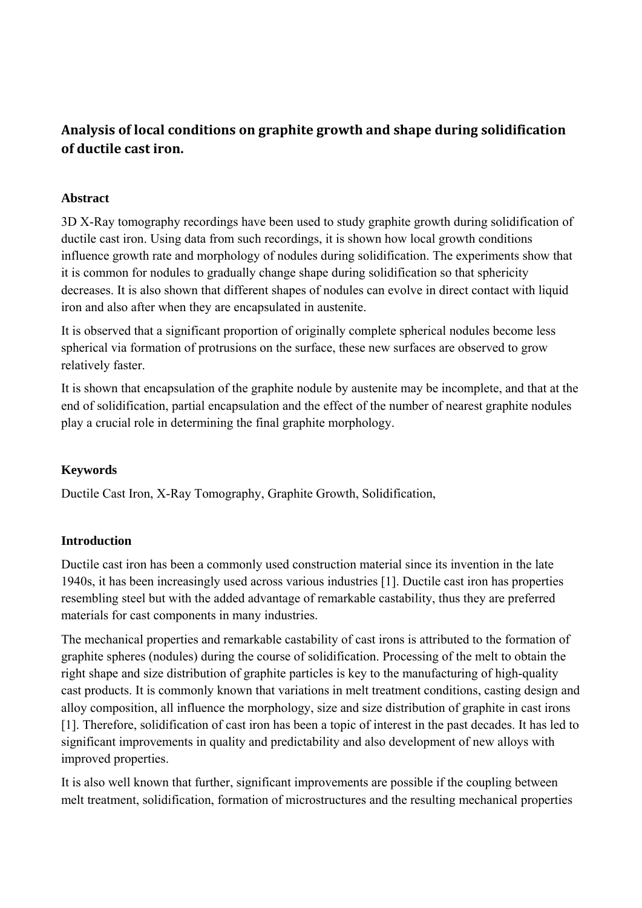## Analysis of local conditions on graphite growth and shape during solidification of ductile cast iron.

### Abstract

3D X-Ray tomography recordings have been used to study graphite growth during solidification of ductile cast iron. Using data from such recordings, it is shown how local growth conditions influence growth rate and morphology of nodules during solidification. The experiments show that it is common for nodules to gradually change shape during solidification so that sphericity decreases. It is also shown that different shapes of nodules can evolve in direct contact with liquid iron and also after when they are encapsulated in austenite.

It is observed that a significant proportion of originally complete spherical nodules become less spherical via formation of protrusions on the surface, these new surfaces are observed to grow relatively faster.

It is shown that encapsulation of the graphite nodule by austenite may be incomplete, and that at the end of solidification, partial encapsulation and the effect of the number of nearest graphite nodules play a crucial role in determining the final graphite morphology.

### Keywords

Ductile Cast Iron, X-Ray Tomography, Graphite Growth, Solidification,

### Introduction

Ductile cast iron has been a commonly used construction material since its invention in the late 1940s, it has been increasingly used across various industries [1]. Ductile cast iron has properties resembling steel but with the added advantage of remarkable castability, thus they are preferred materials for cast components in many industries.

The mechanical properties and remarkable castability of cast irons is attributed to the formation of graphite spheres (nodules) during the course of solidification. Processing of the melt to obtain the right shape and size distribution of graphite particles is key to the manufacturing of high-quality cast products. It is commonly known that variations in melt treatment conditions, casting design and alloy composition, all influence the morphology, size and size distribution of graphite in cast irons [1]. Therefore, solidification of cast iron has been a topic of interest in the past decades. It has led to significant improvements in quality and predictability and also development of new alloys with improved properties.

It is also well known that further, significant improvements are possible if the coupling between melt treatment, solidification, formation of microstructures and the resulting mechanical properties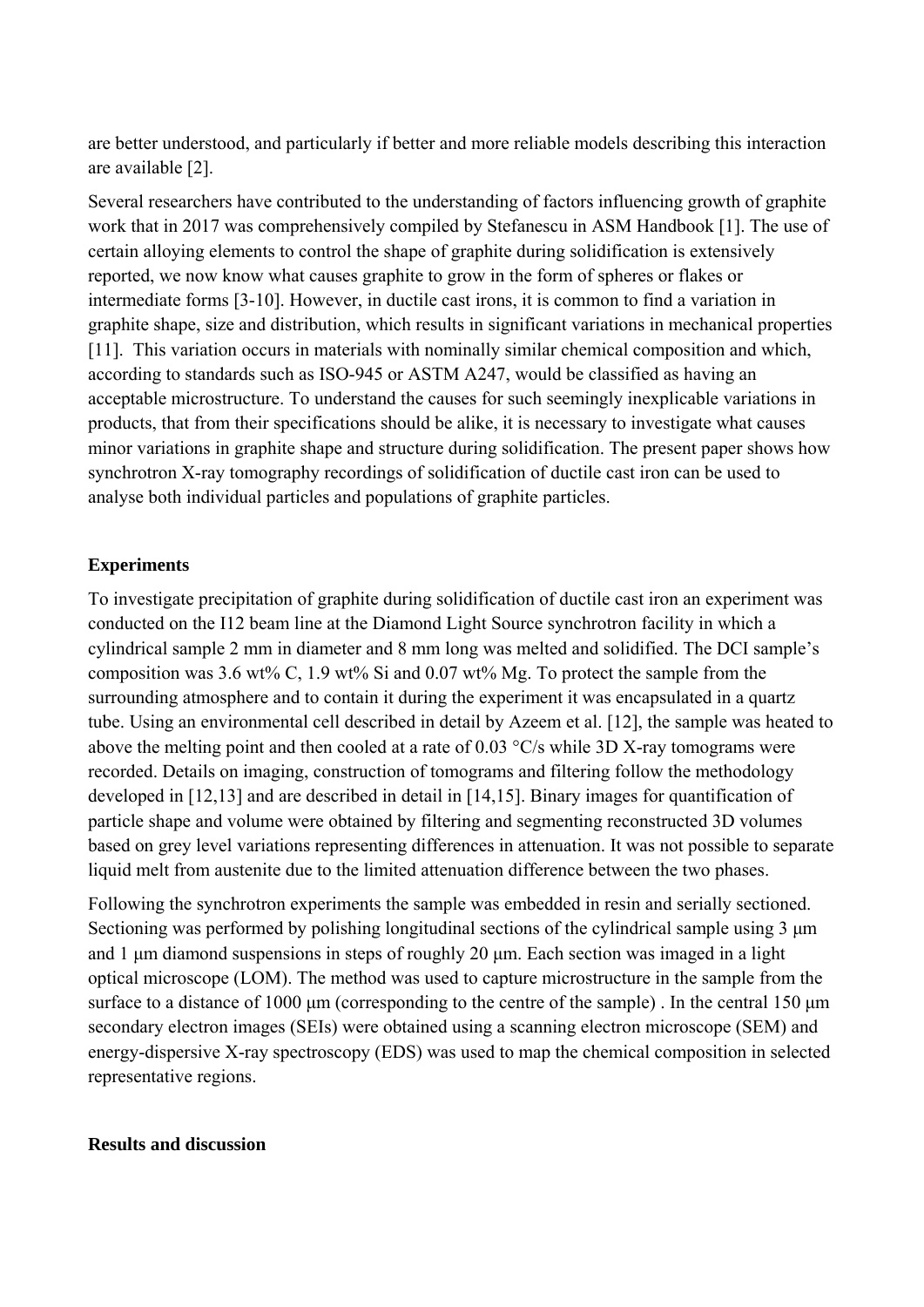are better understood, and particularly if better and more reliable models describing this interaction are available [2].

Several researchers have contributed to the understanding of factors influencing growth of graphite work that in 2017 was comprehensively compiled by Stefanescu in ASM Handbook [1]. The use of certain alloying elements to control the shape of graphite during solidification is extensively reported, we now know what causes graphite to grow in the form of spheres or flakes or intermediate forms [3-10]. However, in ductile cast irons, it is common to find a variation in graphite shape, size and distribution, which results in significant variations in mechanical properties [11]. This variation occurs in materials with nominally similar chemical composition and which, according to standards such as ISO-945 or ASTM A247, would be classified as having an acceptable microstructure. To understand the causes for such seemingly inexplicable variations in products, that from their specifications should be alike, it is necessary to investigate what causes minor variations in graphite shape and structure during solidification. The present paper shows how synchrotron X-ray tomography recordings of solidification of ductile cast iron can be used to analyse both individual particles and populations of graphite particles.

**Experiments**

To investigate precipitation of graphite during solidification of ductile cast iron an experiment was conducted on the I12 beam line at the Diamond Light Source synchrotron facility in which a cylindrical sample 2 mm in diameter and 8 mm long was melted and solidified. The DCI sample's composition was 3.6 wt% C, 1.9 wt% Si and 0.07 wt% Mg. To protect the sample from the surrounding atmosphere and to contain it during the experiment it was encapsulated in a quartz tube. Using an environmental cell described in detail by Azeem et al. [12], the sample was heated to above the melting point and then cooled at a rate of 0.03 °C/s while 3D X-ray tomograms were recorded. Details on imaging, construction of tomograms and filtering follow the methodology developed in [12,13] and are described in detail in [14,15]. Binary images for quantification of particle shape and volume were obtained by filtering and segmenting reconstructed 3D volumes based on grey level variations representing differences in attenuation. It was not possible to separate liquid melt from austenite due to the limited attenuation difference between the two phases.

Following the synchrotron experiments the sample was embedded in resin and serially sectioned. Sectioning was performed by polishing longitudinal sections of the cylindrical sample using 3 μm and 1 μm diamond suspensions in steps of roughly 20 μm. Each section was imaged in a light optical microscope (LOM). The method was used to capture microstructure in the sample from the surface to a distance of 1000 μm (corresponding to the centre of the sample) . In the central 150 μm secondary electron images (SEIs) were obtained using a scanning electron microscope (SEM) and energy-dispersive X-ray spectroscopy (EDS) was used to map the chemical composition in selected representative regions.

**Results and discussion**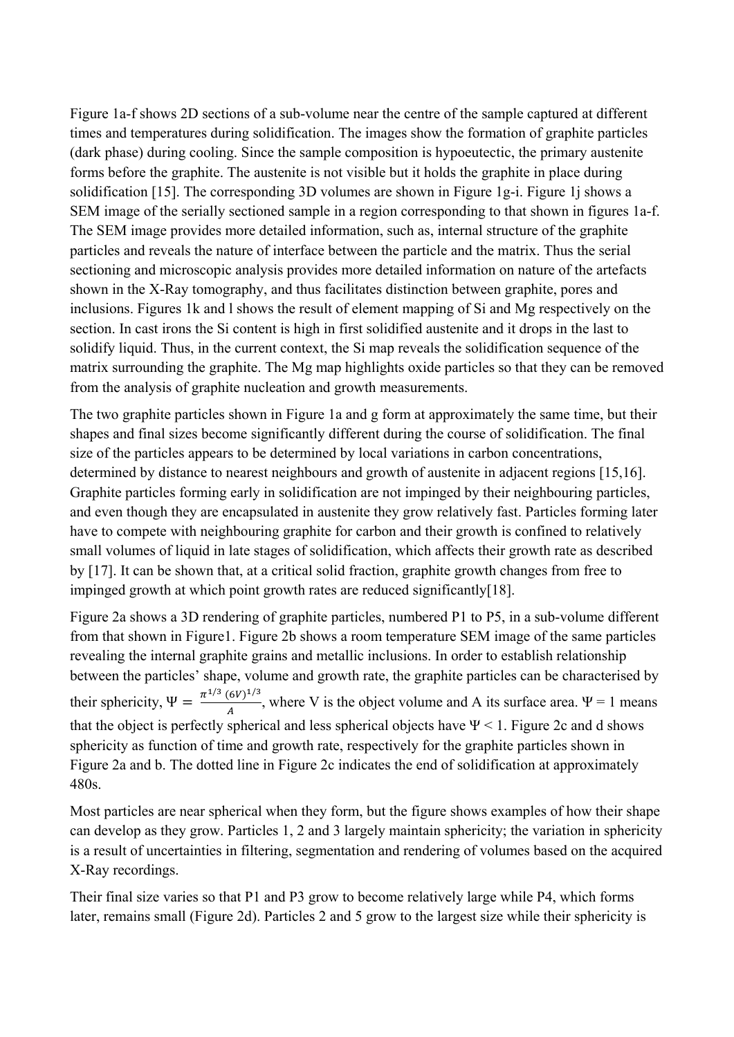Figure 1a-f shows 2D sections of a sub-volume near the centre of the sample captured at different times and temperatures during solidification. The images show the formation of graphite particles (dark phase) during cooling. Since the sample composition is hypoeutectic, the primary austenite forms before the graphite. The austenite is not visible but it holds the graphite in place during solidification [15]. The corresponding 3D volumes are shown in Figure 1g-i. Figure 1j shows a SEM image of the serially sectioned sample in a region corresponding to that shown in figures 1a-f. The SEM image provides more detailed information, such as, internal structure of the graphite particles and reveals the nature of interface between the particle and the matrix. Thus the serial sectioning and microscopic analysis provides more detailed information on nature of the artefacts shown in the X-Ray tomography, and thus facilitates distinction between graphite, pores and inclusions. Figures 1k and l shows the result of element mapping of Si and Mg respectively on the section. In cast irons the Si content is high in first solidified austenite and it drops in the last to solidify liquid. Thus, in the current context, the Si map reveals the solidification sequence of the matrix surrounding the graphite. The Mg map highlights oxide particles so that they can be removed from the analysis of graphite nucleation and growth measurements.

The two graphite particles shown in Figure 1a and g form at approximately the same time, but their shapes and final sizes become significantly different during the course of solidification. The final size of the particles appears to be determined by local variations in carbon concentrations, determined by distance to nearest neighbours and growth of austenite in adjacent regions [15,16]. Graphite particles forming early in solidification are not impinged by their neighbouring particles, and even though they are encapsulated in austenite they grow relatively fast. Particles forming later have to compete with neighbouring graphite for carbon and their growth is confined to relatively small volumes of liquid in late stages of solidification, which affects their growth rate as described by [17]. It can be shown that, at a critical solid fraction, graphite growth changes from free to impinged growth at which point growth rates are reduced significantly[18].

Figure 2a shows a 3D rendering of graphite particles, numbered P1 to P5, in a sub-volume different from that shown in Figure1. Figure 2b shows a room temperature SEM image of the same particles revealing the internal graphite grains and metallic inclusions. In order to establish relationship between the particles' shape, volume and growth rate, the graphite particles can be characterised by their sphericity, $\Psi = \frac{\pi^{1/3}\,(6V)^{1/3}}{A}$, where V is the object volume and A its surface area. $\Psi = 1$ means that the object is perfectly spherical and less spherical objects have $\Psi < 1$. Figure 2c and d shows sphericity as function of time and growth rate, respectively for the graphite particles shown in Figure 2a and b. The dotted line in Figure 2c indicates the end of solidification at approximately 480s.

Most particles are near spherical when they form, but the figure shows examples of how their shape can develop as they grow. Particles 1, 2 and 3 largely maintain sphericity; the variation in sphericity is a result of uncertainties in filtering, segmentation and rendering of volumes based on the acquired X-Ray recordings.

Their final size varies so that P1 and P3 grow to become relatively large while P4, which forms later, remains small (Figure 2d). Particles 2 and 5 grow to the largest size while their sphericity is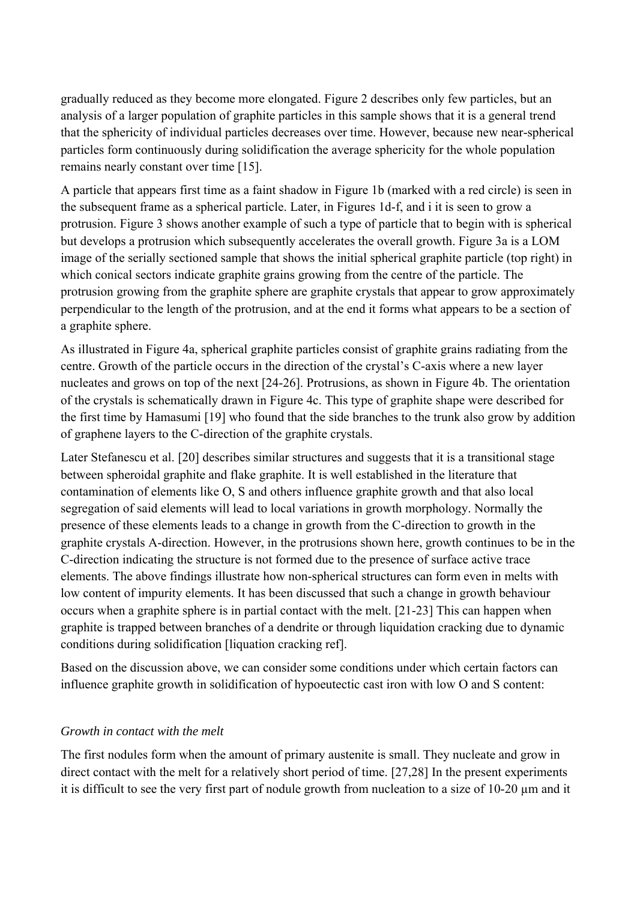gradually reduced as they become more elongated. Figure 2 describes only few particles, but an analysis of a larger population of graphite particles in this sample shows that it is a general trend that the sphericity of individual particles decreases over time. However, because new near-spherical particles form continuously during solidification the average sphericity for the whole population remains nearly constant over time [15].

A particle that appears first time as a faint shadow in Figure 1b (marked with a red circle) is seen in the subsequent frame as a spherical particle. Later, in Figures 1d-f, and i it is seen to grow a protrusion. Figure 3 shows another example of such a type of particle that to begin with is spherical but develops a protrusion which subsequently accelerates the overall growth. Figure 3a is a LOM image of the serially sectioned sample that shows the initial spherical graphite particle (top right) in which conical sectors indicate graphite grains growing from the centre of the particle. The protrusion growing from the graphite sphere are graphite crystals that appear to grow approximately perpendicular to the length of the protrusion, and at the end it forms what appears to be a section of a graphite sphere.

As illustrated in Figure 4a, spherical graphite particles consist of graphite grains radiating from the centre. Growth of the particle occurs in the direction of the crystal's C-axis where a new layer nucleates and grows on top of the next [24-26]. Protrusions, as shown in Figure 4b. The orientation of the crystals is schematically drawn in Figure 4c. This type of graphite shape were described for the first time by Hamasumi [19] who found that the side branches to the trunk also grow by addition of graphene layers to the C-direction of the graphite crystals.

Later Stefanescu et al. [20] describes similar structures and suggests that it is a transitional stage between spheroidal graphite and flake graphite. It is well established in the literature that contamination of elements like O, S and others influence graphite growth and that also local segregation of said elements will lead to local variations in growth morphology. Normally the presence of these elements leads to a change in growth from the C-direction to growth in the graphite crystals A-direction. However, in the protrusions shown here, growth continues to be in the C-direction indicating the structure is not formed due to the presence of surface active trace elements. The above findings illustrate how non-spherical structures can form even in melts with low content of impurity elements. It has been discussed that such a change in growth behaviour occurs when a graphite sphere is in partial contact with the melt. [21-23] This can happen when graphite is trapped between branches of a dendrite or through liquidation cracking due to dynamic conditions during solidification [liquation cracking ref].

Based on the discussion above, we can consider some conditions under which certain factors can influence graphite growth in solidification of hypoeutectic cast iron with low O and S content:

*Growth in contact with the melt*

The first nodules form when the amount of primary austenite is small. They nucleate and grow in direct contact with the melt for a relatively short period of time. [27,28] In the present experiments it is difficult to see the very first part of nodule growth from nucleation to a size of 10-20 µm and it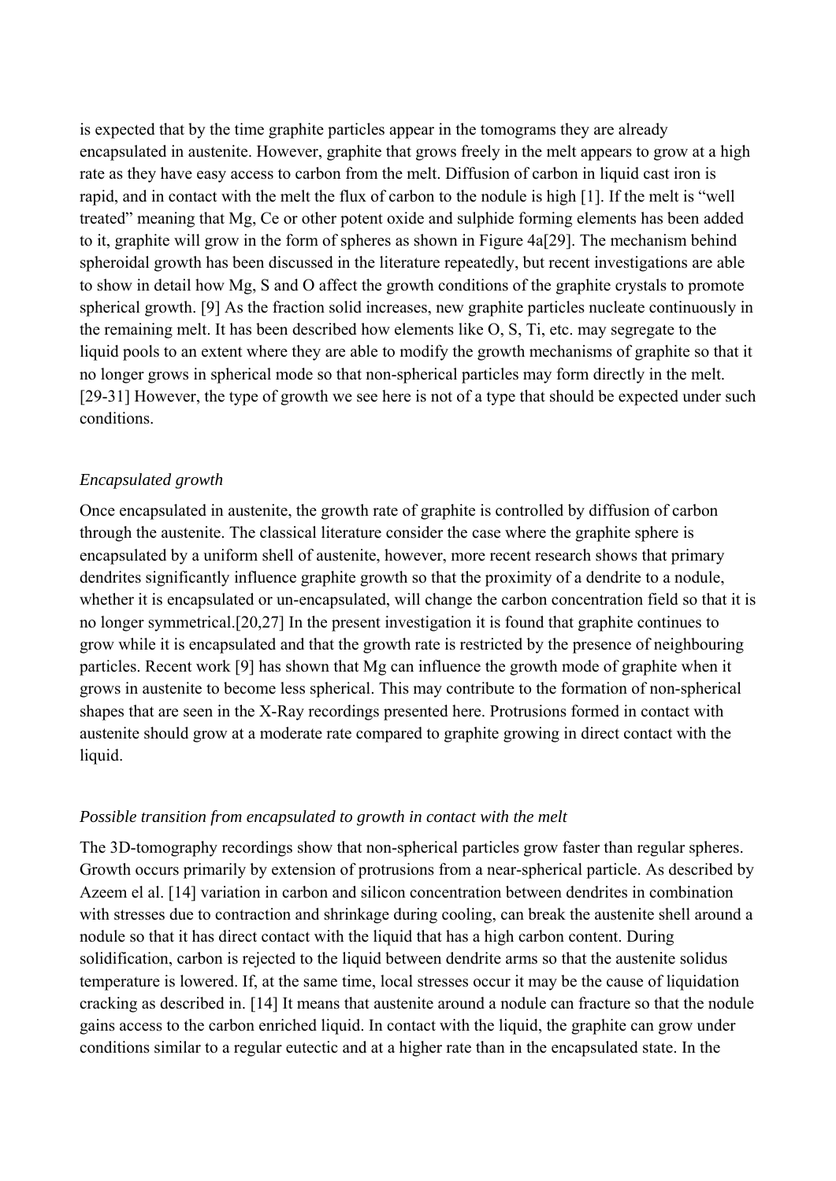is expected that by the time graphite particles appear in the tomograms they are already encapsulated in austenite. However, graphite that grows freely in the melt appears to grow at a high rate as they have easy access to carbon from the melt. Diffusion of carbon in liquid cast iron is rapid, and in contact with the melt the flux of carbon to the nodule is high [1]. If the melt is "well treated" meaning that Mg, Ce or other potent oxide and sulphide forming elements has been added to it, graphite will grow in the form of spheres as shown in Figure 4a[29]. The mechanism behind spheroidal growth has been discussed in the literature repeatedly, but recent investigations are able to show in detail how Mg, S and O affect the growth conditions of the graphite crystals to promote spherical growth. [9] As the fraction solid increases, new graphite particles nucleate continuously in the remaining melt. It has been described how elements like O, S, Ti, etc. may segregate to the liquid pools to an extent where they are able to modify the growth mechanisms of graphite so that it no longer grows in spherical mode so that non-spherical particles may form directly in the melt. [29-31] However, the type of growth we see here is not of a type that should be expected under such conditions.

*Encapsulated growth*

Once encapsulated in austenite, the growth rate of graphite is controlled by diffusion of carbon through the austenite. The classical literature consider the case where the graphite sphere is encapsulated by a uniform shell of austenite, however, more recent research shows that primary dendrites significantly influence graphite growth so that the proximity of a dendrite to a nodule, whether it is encapsulated or un-encapsulated, will change the carbon concentration field so that it is no longer symmetrical.[20,27] In the present investigation it is found that graphite continues to grow while it is encapsulated and that the growth rate is restricted by the presence of neighbouring particles. Recent work [9] has shown that Mg can influence the growth mode of graphite when it grows in austenite to become less spherical. This may contribute to the formation of non-spherical shapes that are seen in the X-Ray recordings presented here. Protrusions formed in contact with austenite should grow at a moderate rate compared to graphite growing in direct contact with the liquid.

*Possible transition from encapsulated to growth in contact with the melt*

The 3D-tomography recordings show that non-spherical particles grow faster than regular spheres. Growth occurs primarily by extension of protrusions from a near-spherical particle. As described by Azeem el al. [14] variation in carbon and silicon concentration between dendrites in combination with stresses due to contraction and shrinkage during cooling, can break the austenite shell around a nodule so that it has direct contact with the liquid that has a high carbon content. During solidification, carbon is rejected to the liquid between dendrite arms so that the austenite solidus temperature is lowered. If, at the same time, local stresses occur it may be the cause of liquidation cracking as described in. [14] It means that austenite around a nodule can fracture so that the nodule gains access to the carbon enriched liquid. In contact with the liquid, the graphite can grow under conditions similar to a regular eutectic and at a higher rate than in the encapsulated state. In the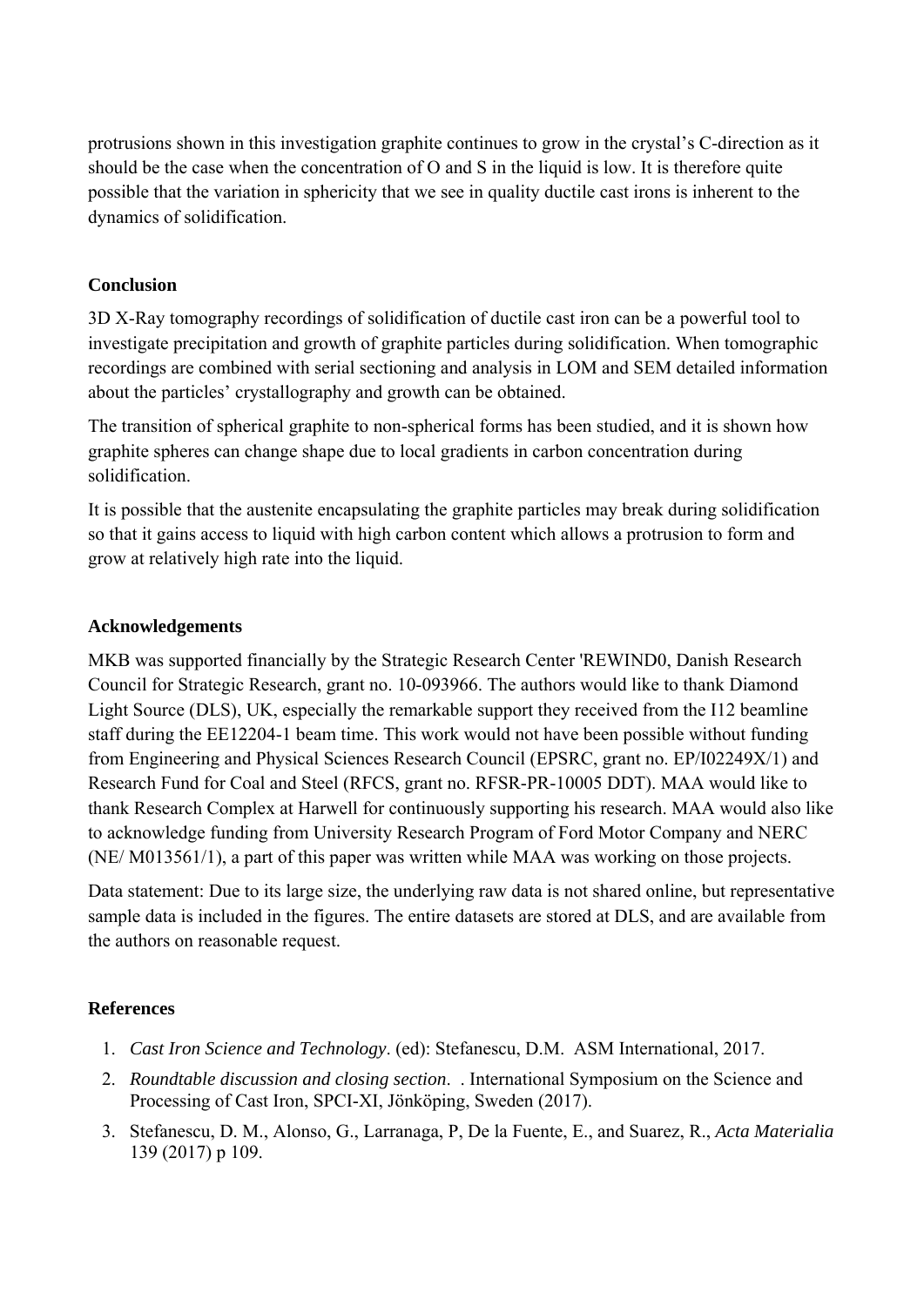protrusions shown in this investigation graphite continues to grow in the crystal's C-direction as it should be the case when the concentration of O and S in the liquid is low. It is therefore quite possible that the variation in sphericity that we see in quality ductile cast irons is inherent to the dynamics of solidification.

## Conclusion

3D X-Ray tomography recordings of solidification of ductile cast iron can be a powerful tool to investigate precipitation and growth of graphite particles during solidification. When tomographic recordings are combined with serial sectioning and analysis in LOM and SEM detailed information about the particles' crystallography and growth can be obtained.

The transition of spherical graphite to non-spherical forms has been studied, and it is shown how graphite spheres can change shape due to local gradients in carbon concentration during solidification.

It is possible that the austenite encapsulating the graphite particles may break during solidification so that it gains access to liquid with high carbon content which allows a protrusion to form and grow at relatively high rate into the liquid.

## Acknowledgements

MKB was supported financially by the Strategic Research Center 'REWIND0, Danish Research Council for Strategic Research, grant no. 10-093966. The authors would like to thank Diamond Light Source (DLS), UK, especially the remarkable support they received from the I12 beamline staff during the EE12204-1 beam time. This work would not have been possible without funding from Engineering and Physical Sciences Research Council (EPSRC, grant no. EP/I02249X/1) and Research Fund for Coal and Steel (RFCS, grant no. RFSR-PR-10005 DDT). MAA would like to thank Research Complex at Harwell for continuously supporting his research. MAA would also like to acknowledge funding from University Research Program of Ford Motor Company and NERC (NE/ M013561/1), a part of this paper was written while MAA was working on those projects.

Data statement: Due to its large size, the underlying raw data is not shared online, but representative sample data is included in the figures. The entire datasets are stored at DLS, and are available from the authors on reasonable request.

## References

1. *Cast Iron Science and Technology*. (ed): Stefanescu, D.M. ASM International, 2017.
2. *Roundtable discussion and closing section*. . International Symposium on the Science and Processing of Cast Iron, SPCI-XI, Jönköping, Sweden (2017).
3. Stefanescu, D. M., Alonso, G., Larranaga, P, De la Fuente, E., and Suarez, R., *Acta Materialia* 139 (2017) p 109.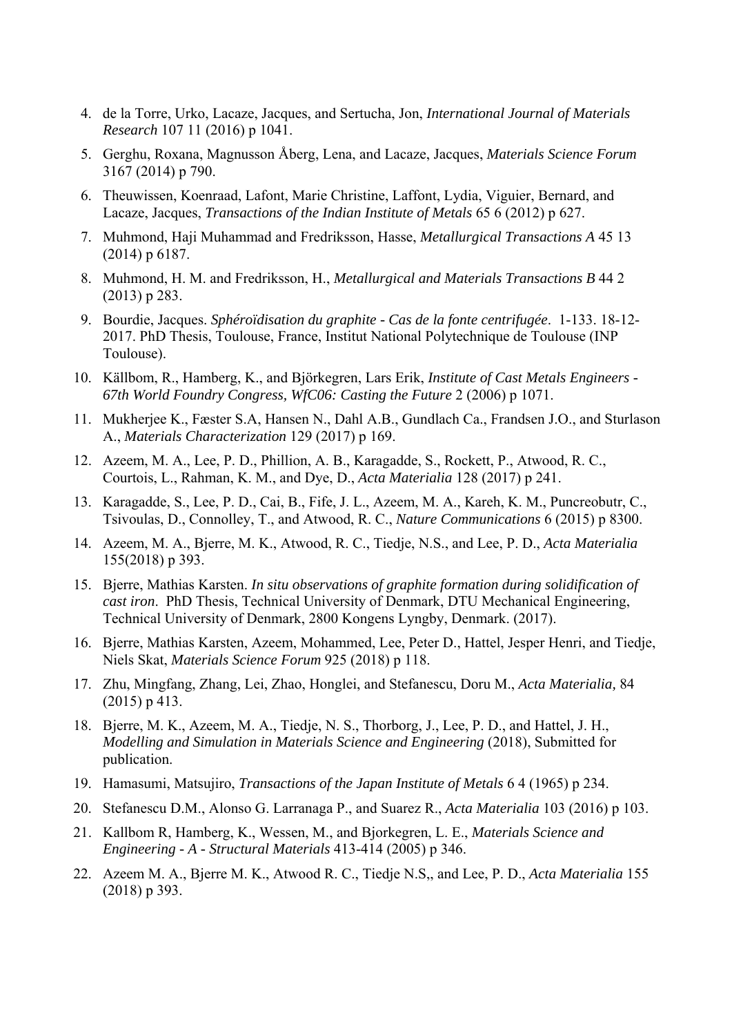4. de la Torre, Urko, Lacaze, Jacques, and Sertucha, Jon, *International Journal of Materials Research* 107 11 (2016) p 1041.
5. Gerghu, Roxana, Magnusson Åberg, Lena, and Lacaze, Jacques, *Materials Science Forum* 3167 (2014) p 790.
6. Theuwissen, Koenraad, Lafont, Marie Christine, Laffont, Lydia, Viguier, Bernard, and Lacaze, Jacques, *Transactions of the Indian Institute of Metals* 65 6 (2012) p 627.
7. Muhmond, Haji Muhammad and Fredriksson, Hasse, *Metallurgical Transactions A* 45 13 (2014) p 6187.
8. Muhmond, H. M. and Fredriksson, H., *Metallurgical and Materials Transactions B* 44 2 (2013) p 283.
9. Bourdie, Jacques. *Sphéroïdisation du graphite - Cas de la fonte centrifugée*. 1-133. 18-12-2017. PhD Thesis, Toulouse, France, Institut National Polytechnique de Toulouse (INP Toulouse).
10. Källbom, R., Hamberg, K., and Björkegren, Lars Erik, *Institute of Cast Metals Engineers - 67th World Foundry Congress, WfC06: Casting the Future* 2 (2006) p 1071.
11. Mukherjee K., Fæster S.A, Hansen N., Dahl A.B., Gundlach Ca., Frandsen J.O., and Sturlason A., *Materials Characterization* 129 (2017) p 169.
12. Azeem, M. A., Lee, P. D., Phillion, A. B., Karagadde, S., Rockett, P., Atwood, R. C., Courtois, L., Rahman, K. M., and Dye, D., *Acta Materialia* 128 (2017) p 241.
13. Karagadde, S., Lee, P. D., Cai, B., Fife, J. L., Azeem, M. A., Kareh, K. M., Puncreobutr, C., Tsivoulas, D., Connolley, T., and Atwood, R. C., *Nature Communications* 6 (2015) p 8300.
14. Azeem, M. A., Bjerre, M. K., Atwood, R. C., Tiedje, N.S., and Lee, P. D., *Acta Materialia* 155(2018) p 393.
15. Bjerre, Mathias Karsten. *In situ observations of graphite formation during solidification of cast iron*. PhD Thesis, Technical University of Denmark, DTU Mechanical Engineering, Technical University of Denmark, 2800 Kongens Lyngby, Denmark. (2017).
16. Bjerre, Mathias Karsten, Azeem, Mohammed, Lee, Peter D., Hattel, Jesper Henri, and Tiedje, Niels Skat, *Materials Science Forum* 925 (2018) p 118.
17. Zhu, Mingfang, Zhang, Lei, Zhao, Honglei, and Stefanescu, Doru M., *Acta Materialia,* 84 (2015) p 413.
18. Bjerre, M. K., Azeem, M. A., Tiedje, N. S., Thorborg, J., Lee, P. D., and Hattel, J. H., *Modelling and Simulation in Materials Science and Engineering* (2018), Submitted for publication.
19. Hamasumi, Matsujiro, *Transactions of the Japan Institute of Metals* 6 4 (1965) p 234.
20. Stefanescu D.M., Alonso G. Larranaga P., and Suarez R., *Acta Materialia* 103 (2016) p 103.
21. Kallbom R, Hamberg, K., Wessen, M., and Bjorkegren, L. E., *Materials Science and Engineering - A - Structural Materials* 413-414 (2005) p 346.
22. Azeem M. A., Bjerre M. K., Atwood R. C., Tiedje N.S,, and Lee, P. D., *Acta Materialia* 155 (2018) p 393.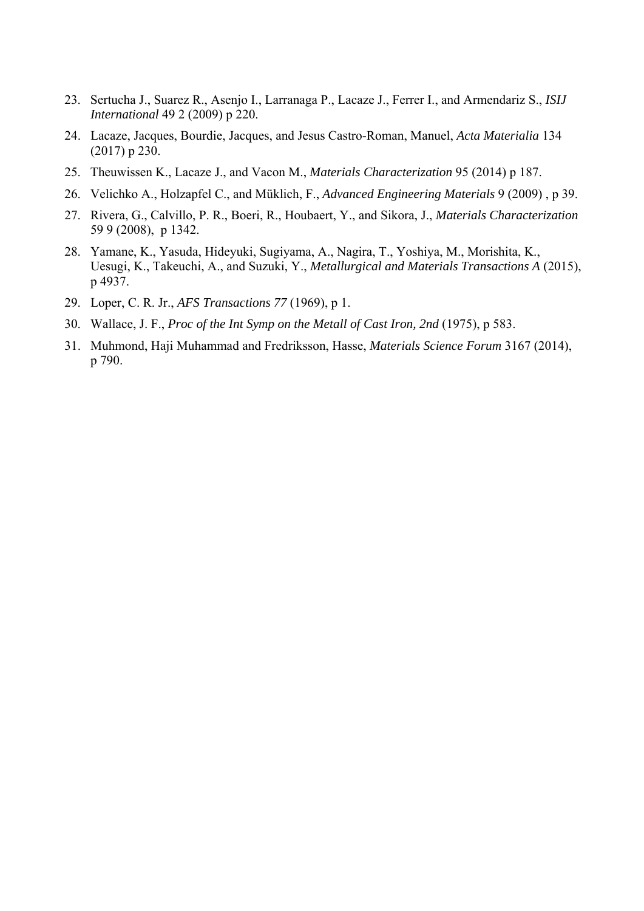23. Sertucha J., Suarez R., Asenjo I., Larranaga P., Lacaze J., Ferrer I., and Armendariz S., *ISIJ International* 49 2 (2009) p 220.
24. Lacaze, Jacques, Bourdie, Jacques, and Jesus Castro-Roman, Manuel, *Acta Materialia* 134 (2017) p 230.
25. Theuwissen K., Lacaze J., and Vacon M., *Materials Characterization* 95 (2014) p 187.
26. Velichko A., Holzapfel C., and Müklich, F., *Advanced Engineering Materials* 9 (2009) , p 39.
27. Rivera, G., Calvillo, P. R., Boeri, R., Houbaert, Y., and Sikora, J., *Materials Characterization* 59 9 (2008), p 1342.
28. Yamane, K., Yasuda, Hideyuki, Sugiyama, A., Nagira, T., Yoshiya, M., Morishita, K., Uesugi, K., Takeuchi, A., and Suzuki, Y., *Metallurgical and Materials Transactions A* (2015), p 4937.
29. Loper, C. R. Jr., *AFS Transactions 77* (1969), p 1.
30. Wallace, J. F., *Proc of the Int Symp on the Metall of Cast Iron, 2nd* (1975), p 583.
31. Muhmond, Haji Muhammad and Fredriksson, Hasse, *Materials Science Forum* 3167 (2014), p 790.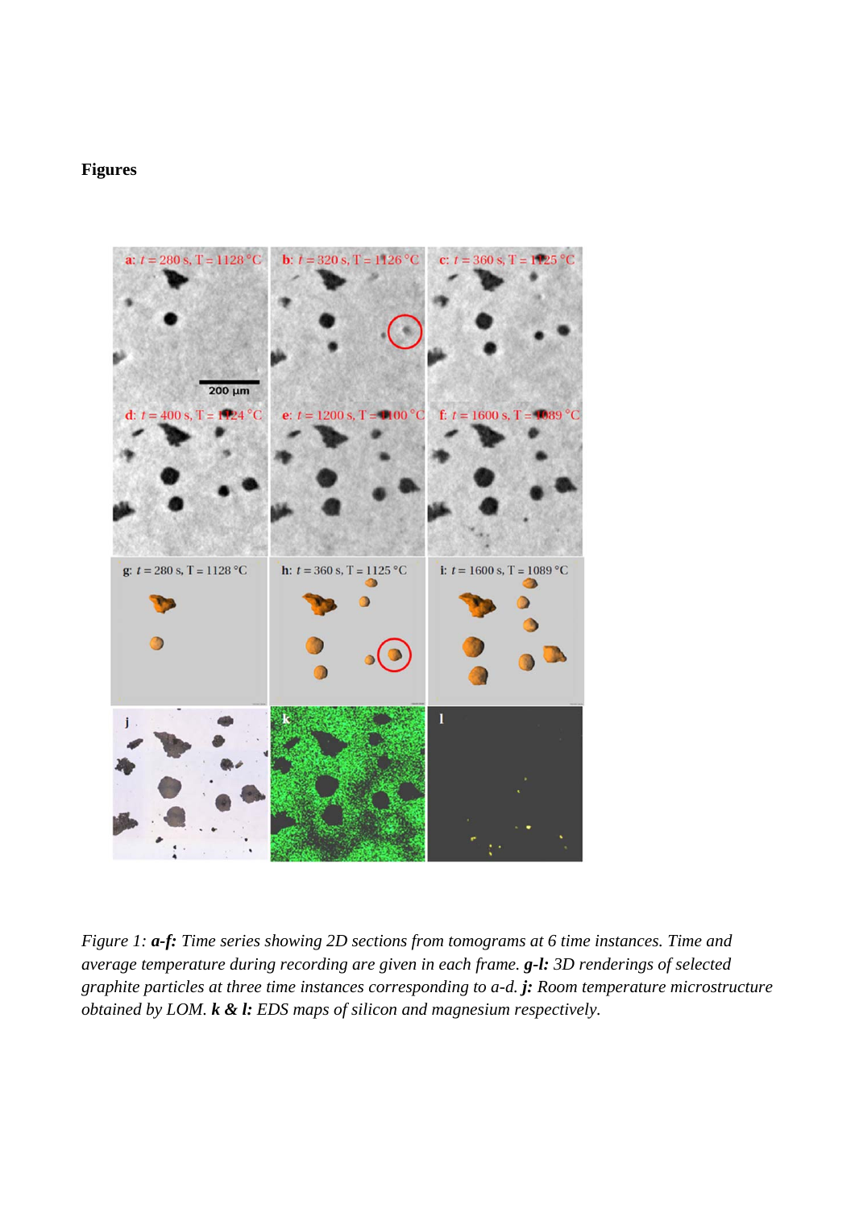**Figures**

*Figure 1: **a-f:** Time series showing 2D sections from tomograms at 6 time instances. Time and average temperature during recording are given in each frame. **g-l:** 3D renderings of selected graphite particles at three time instances corresponding to a-d. **j:** Room temperature microstructure obtained by LOM. **k & l:** EDS maps of silicon and magnesium respectively.*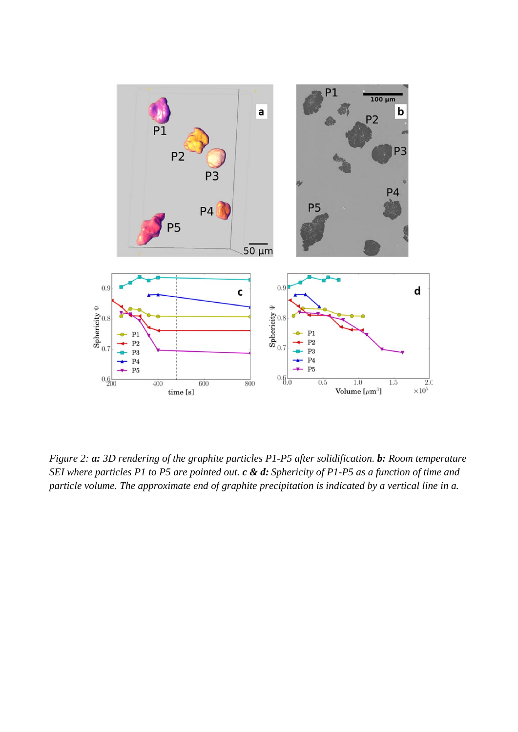*Figure 2: **a:** 3D rendering of the graphite particles P1-P5 after solidification. **b:** Room temperature SEI where particles P1 to P5 are pointed out. **c & d:** Sphericity of P1-P5 as a function of time and particle volume. The approximate end of graphite precipitation is indicated by a vertical line in a.*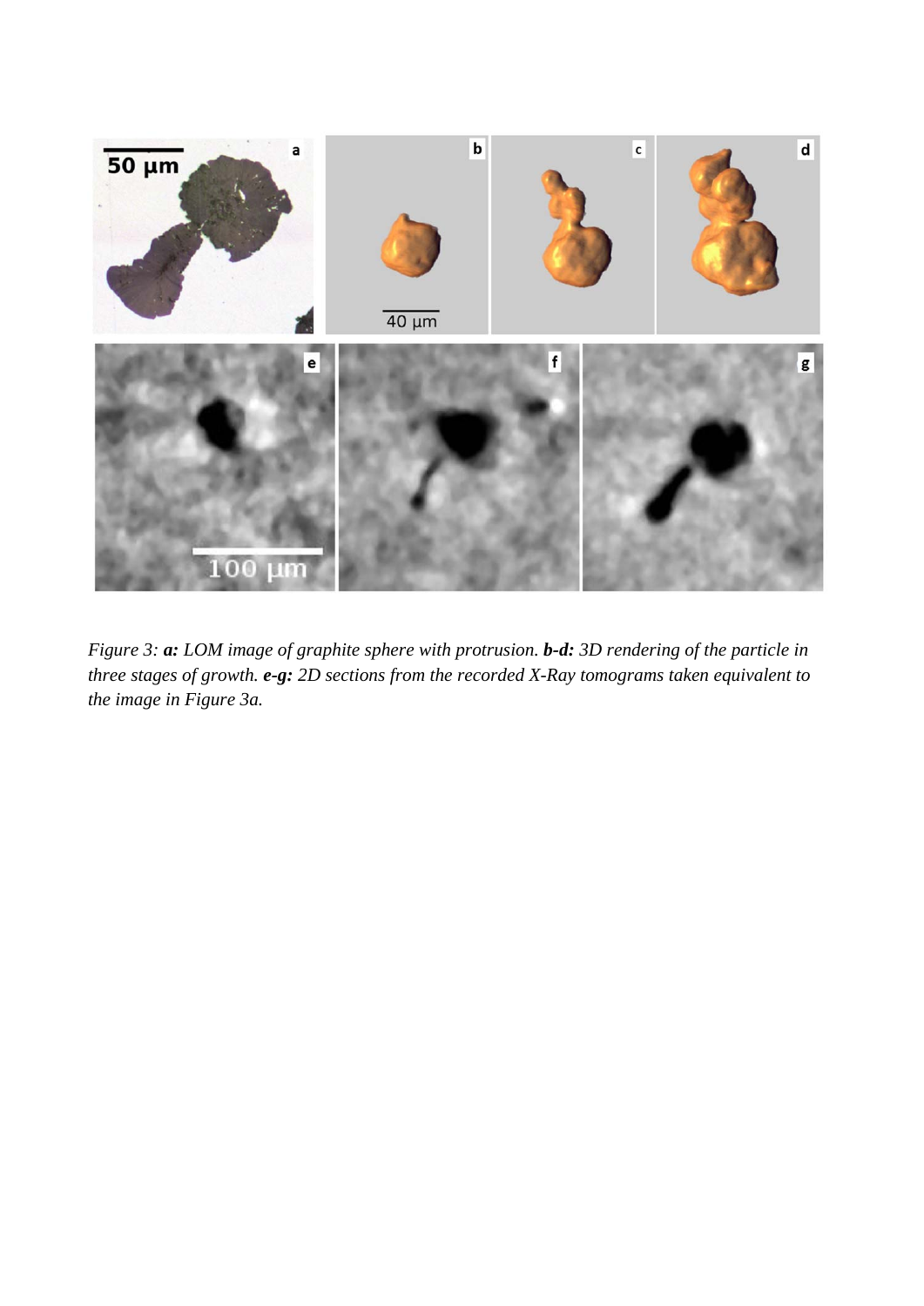*Figure 3: **a:** LOM image of graphite sphere with protrusion. **b-d:** 3D rendering of the particle in three stages of growth. **e-g:** 2D sections from the recorded X-Ray tomograms taken equivalent to the image in Figure 3a.*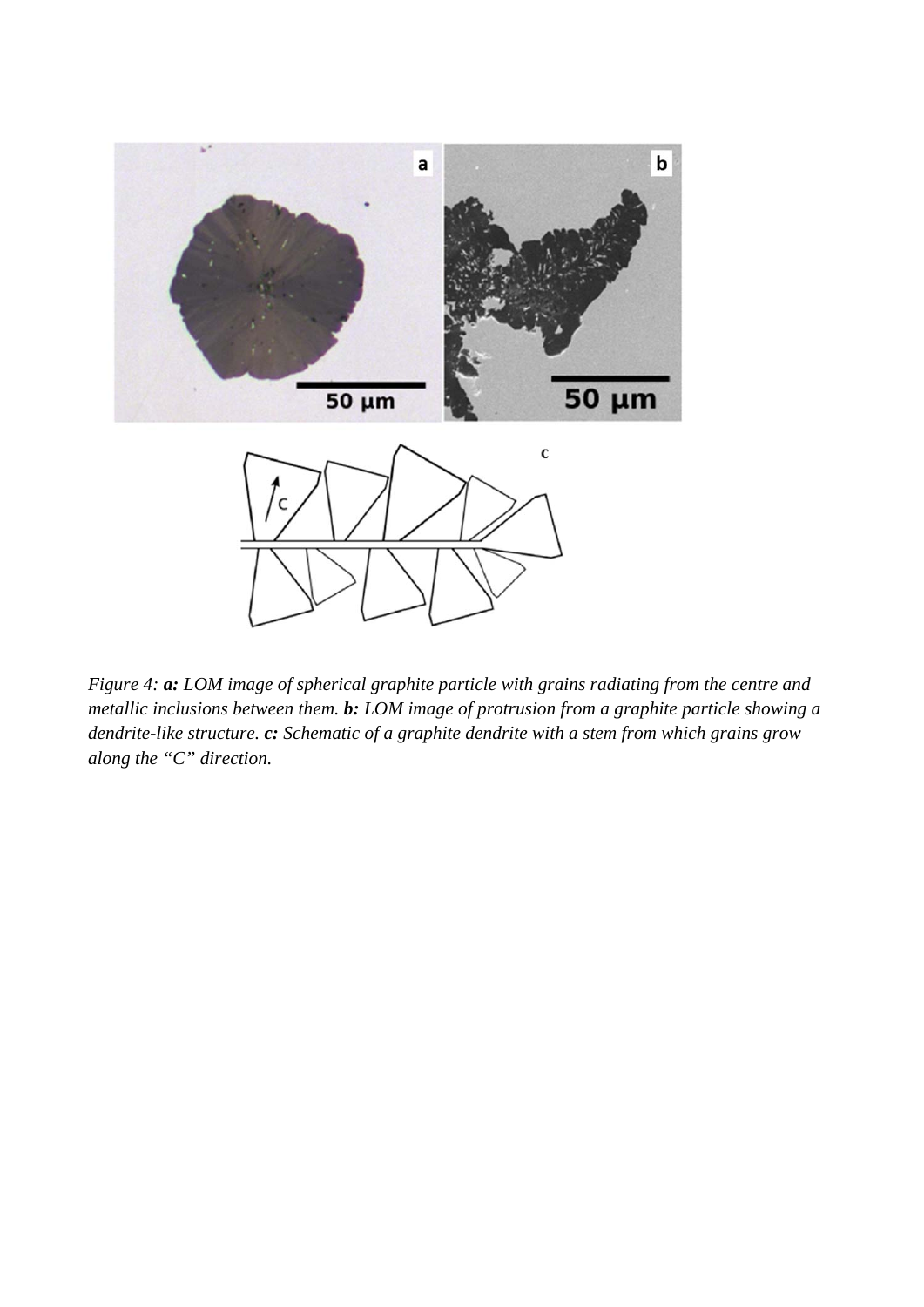a

50 µm

b

50 µm

c

C

*Figure 4:* ***a:*** *LOM image of spherical graphite particle with grains radiating from the centre and metallic inclusions between them.* ***b:*** *LOM image of protrusion from a graphite particle showing a dendrite-like structure.* ***c:*** *Schematic of a graphite dendrite with a stem from which grains grow along the "C" direction.*